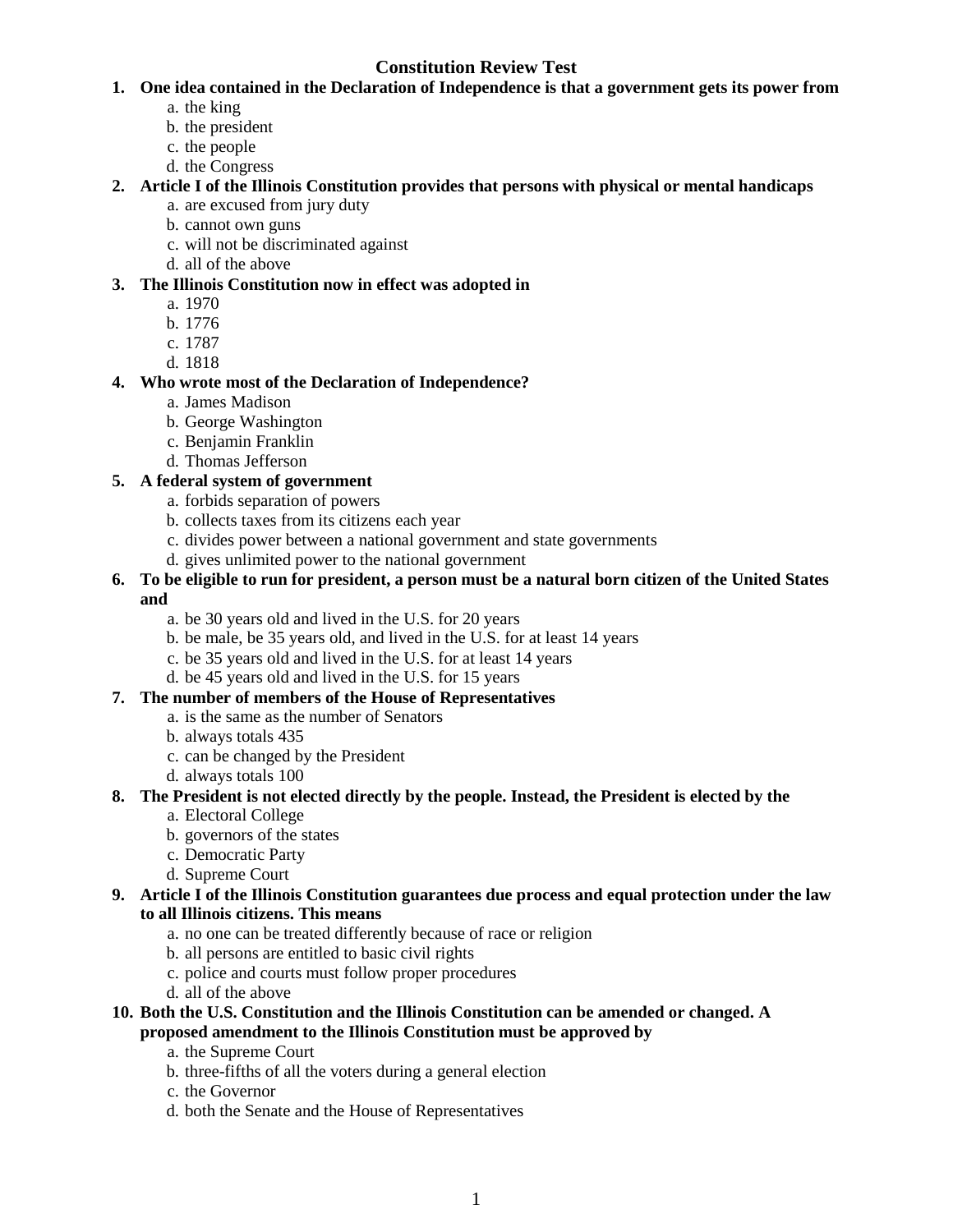# Constitution Review Test

**1. One idea contained in the Declaration of Independence is that a government gets its power from**

a. the king
b. the president
c. the people
d. the Congress

**2. Article I of the Illinois Constitution provides that persons with physical or mental handicaps**

a. are excused from jury duty
b. cannot own guns
c. will not be discriminated against
d. all of the above

**3. The Illinois Constitution now in effect was adopted in**

a. 1970
b. 1776
c. 1787
d. 1818

**4. Who wrote most of the Declaration of Independence?**

a. James Madison
b. George Washington
c. Benjamin Franklin
d. Thomas Jefferson

**5. A federal system of government**

a. forbids separation of powers
b. collects taxes from its citizens each year
c. divides power between a national government and state governments
d. gives unlimited power to the national government

**6. To be eligible to run for president, a person must be a natural born citizen of the United States and**

a. be 30 years old and lived in the U.S. for 20 years
b. be male, be 35 years old, and lived in the U.S. for at least 14 years
c. be 35 years old and lived in the U.S. for at least 14 years
d. be 45 years old and lived in the U.S. for 15 years

**7. The number of members of the House of Representatives**

a. is the same as the number of Senators
b. always totals 435
c. can be changed by the President
d. always totals 100

**8. The President is not elected directly by the people. Instead, the President is elected by the**

a. Electoral College
b. governors of the states
c. Democratic Party
d. Supreme Court

**9. Article I of the Illinois Constitution guarantees due process and equal protection under the law to all Illinois citizens. This means**

a. no one can be treated differently because of race or religion
b. all persons are entitled to basic civil rights
c. police and courts must follow proper procedures
d. all of the above

**10. Both the U.S. Constitution and the Illinois Constitution can be amended or changed. A proposed amendment to the Illinois Constitution must be approved by**

a. the Supreme Court
b. three-fifths of all the voters during a general election
c. the Governor
d. both the Senate and the House of Representatives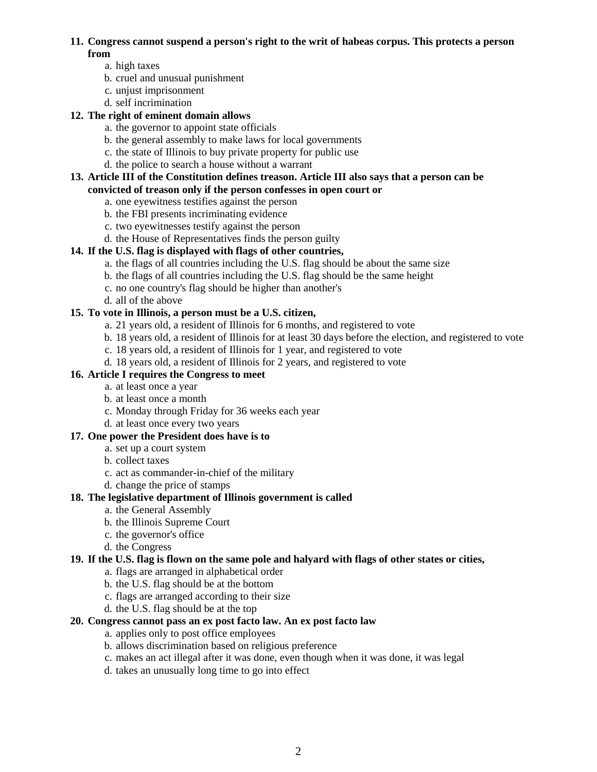**11. Congress cannot suspend a person's right to the writ of habeas corpus. This protects a person from**

   a. high taxes
   b. cruel and unusual punishment
   c. unjust imprisonment
   d. self incrimination

**12. The right of eminent domain allows**

   a. the governor to appoint state officials
   b. the general assembly to make laws for local governments
   c. the state of Illinois to buy private property for public use
   d. the police to search a house without a warrant

**13. Article III of the Constitution defines treason. Article III also says that a person can be convicted of treason only if the person confesses in open court or**

   a. one eyewitness testifies against the person
   b. the FBI presents incriminating evidence
   c. two eyewitnesses testify against the person
   d. the House of Representatives finds the person guilty

**14. If the U.S. flag is displayed with flags of other countries,**

   a. the flags of all countries including the U.S. flag should be about the same size
   b. the flags of all countries including the U.S. flag should be the same height
   c. no one country's flag should be higher than another's
   d. all of the above

**15. To vote in Illinois, a person must be a U.S. citizen,**

   a. 21 years old, a resident of Illinois for 6 months, and registered to vote
   b. 18 years old, a resident of Illinois for at least 30 days before the election, and registered to vote
   c. 18 years old, a resident of Illinois for 1 year, and registered to vote
   d. 18 years old, a resident of Illinois for 2 years, and registered to vote

**16. Article I requires the Congress to meet**

   a. at least once a year
   b. at least once a month
   c. Monday through Friday for 36 weeks each year
   d. at least once every two years

**17. One power the President does have is to**

   a. set up a court system
   b. collect taxes
   c. act as commander-in-chief of the military
   d. change the price of stamps

**18. The legislative department of Illinois government is called**

   a. the General Assembly
   b. the Illinois Supreme Court
   c. the governor's office
   d. the Congress

**19. If the U.S. flag is flown on the same pole and halyard with flags of other states or cities,**

   a. flags are arranged in alphabetical order
   b. the U.S. flag should be at the bottom
   c. flags are arranged according to their size
   d. the U.S. flag should be at the top

**20. Congress cannot pass an ex post facto law. An ex post facto law**

   a. applies only to post office employees
   b. allows discrimination based on religious preference
   c. makes an act illegal after it was done, even though when it was done, it was legal
   d. takes an unusually long time to go into effect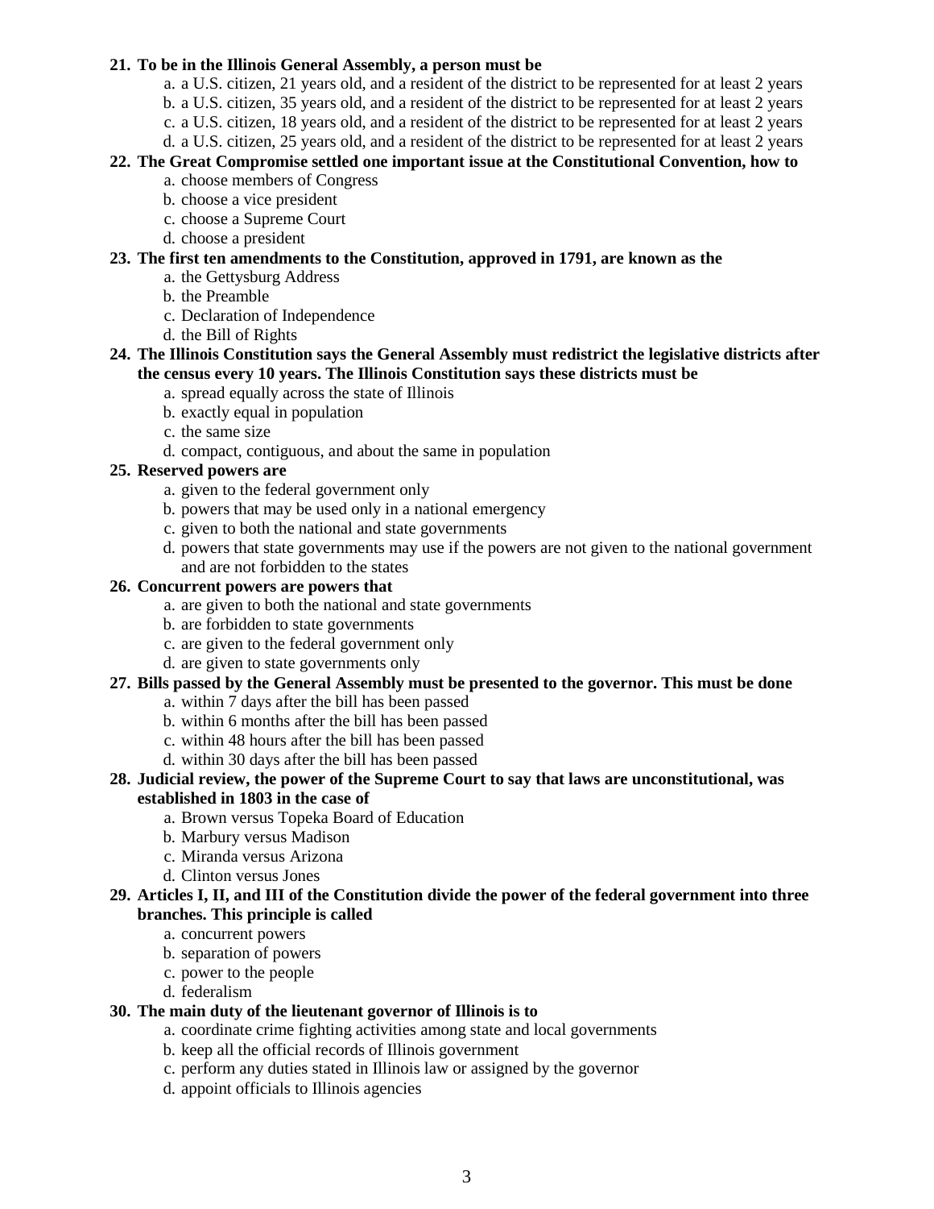**21. To be in the Illinois General Assembly, a person must be**

a. a U.S. citizen, 21 years old, and a resident of the district to be represented for at least 2 years
b. a U.S. citizen, 35 years old, and a resident of the district to be represented for at least 2 years
c. a U.S. citizen, 18 years old, and a resident of the district to be represented for at least 2 years
d. a U.S. citizen, 25 years old, and a resident of the district to be represented for at least 2 years

**22. The Great Compromise settled one important issue at the Constitutional Convention, how to**

a. choose members of Congress
b. choose a vice president
c. choose a Supreme Court
d. choose a president

**23. The first ten amendments to the Constitution, approved in 1791, are known as the**

a. the Gettysburg Address
b. the Preamble
c. Declaration of Independence
d. the Bill of Rights

**24. The Illinois Constitution says the General Assembly must redistrict the legislative districts after the census every 10 years. The Illinois Constitution says these districts must be**

a. spread equally across the state of Illinois
b. exactly equal in population
c. the same size
d. compact, contiguous, and about the same in population

**25. Reserved powers are**

a. given to the federal government only
b. powers that may be used only in a national emergency
c. given to both the national and state governments
d. powers that state governments may use if the powers are not given to the national government and are not forbidden to the states

**26. Concurrent powers are powers that**

a. are given to both the national and state governments
b. are forbidden to state governments
c. are given to the federal government only
d. are given to state governments only

**27. Bills passed by the General Assembly must be presented to the governor. This must be done**

a. within 7 days after the bill has been passed
b. within 6 months after the bill has been passed
c. within 48 hours after the bill has been passed
d. within 30 days after the bill has been passed

**28. Judicial review, the power of the Supreme Court to say that laws are unconstitutional, was established in 1803 in the case of**

a. Brown versus Topeka Board of Education
b. Marbury versus Madison
c. Miranda versus Arizona
d. Clinton versus Jones

**29. Articles I, II, and III of the Constitution divide the power of the federal government into three branches. This principle is called**

a. concurrent powers
b. separation of powers
c. power to the people
d. federalism

**30. The main duty of the lieutenant governor of Illinois is to**

a. coordinate crime fighting activities among state and local governments
b. keep all the official records of Illinois government
c. perform any duties stated in Illinois law or assigned by the governor
d. appoint officials to Illinois agencies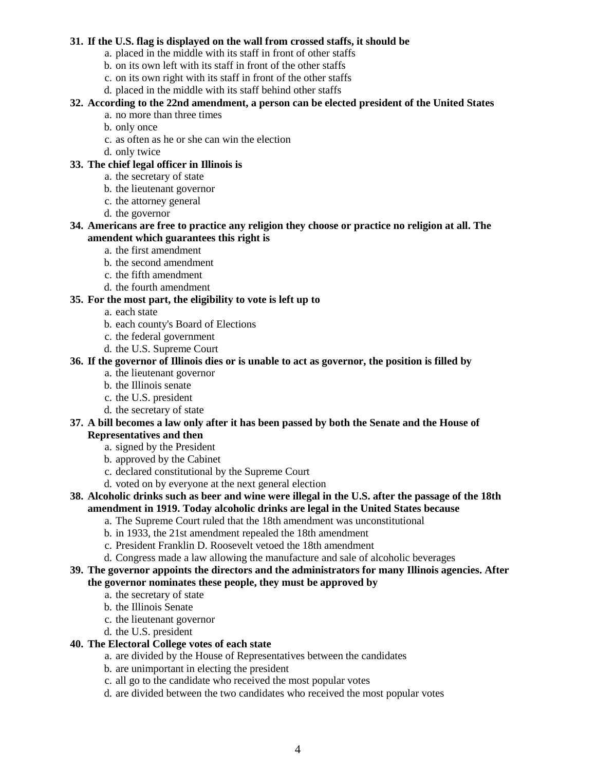**31. If the U.S. flag is displayed on the wall from crossed staffs, it should be**

a. placed in the middle with its staff in front of other staffs
b. on its own left with its staff in front of the other staffs
c. on its own right with its staff in front of the other staffs
d. placed in the middle with its staff behind other staffs

**32. According to the 22nd amendment, a person can be elected president of the United States**

a. no more than three times
b. only once
c. as often as he or she can win the election
d. only twice

**33. The chief legal officer in Illinois is**

a. the secretary of state
b. the lieutenant governor
c. the attorney general
d. the governor

**34. Americans are free to practice any religion they choose or practice no religion at all. The amendent which guarantees this right is**

a. the first amendment
b. the second amendment
c. the fifth amendment
d. the fourth amendment

**35. For the most part, the eligibility to vote is left up to**

a. each state
b. each county's Board of Elections
c. the federal government
d. the U.S. Supreme Court

**36. If the governor of Illinois dies or is unable to act as governor, the position is filled by**

a. the lieutenant governor
b. the Illinois senate
c. the U.S. president
d. the secretary of state

**37. A bill becomes a law only after it has been passed by both the Senate and the House of Representatives and then**

a. signed by the President
b. approved by the Cabinet
c. declared constitutional by the Supreme Court
d. voted on by everyone at the next general election

**38. Alcoholic drinks such as beer and wine were illegal in the U.S. after the passage of the 18th amendment in 1919. Today alcoholic drinks are legal in the United States because**

a. The Supreme Court ruled that the 18th amendment was unconstitutional
b. in 1933, the 21st amendment repealed the 18th amendment
c. President Franklin D. Roosevelt vetoed the 18th amendment
d. Congress made a law allowing the manufacture and sale of alcoholic beverages

**39. The governor appoints the directors and the administrators for many Illinois agencies. After the governor nominates these people, they must be approved by**

a. the secretary of state
b. the Illinois Senate
c. the lieutenant governor
d. the U.S. president

**40. The Electoral College votes of each state**

a. are divided by the House of Representatives between the candidates
b. are unimportant in electing the president
c. all go to the candidate who received the most popular votes
d. are divided between the two candidates who received the most popular votes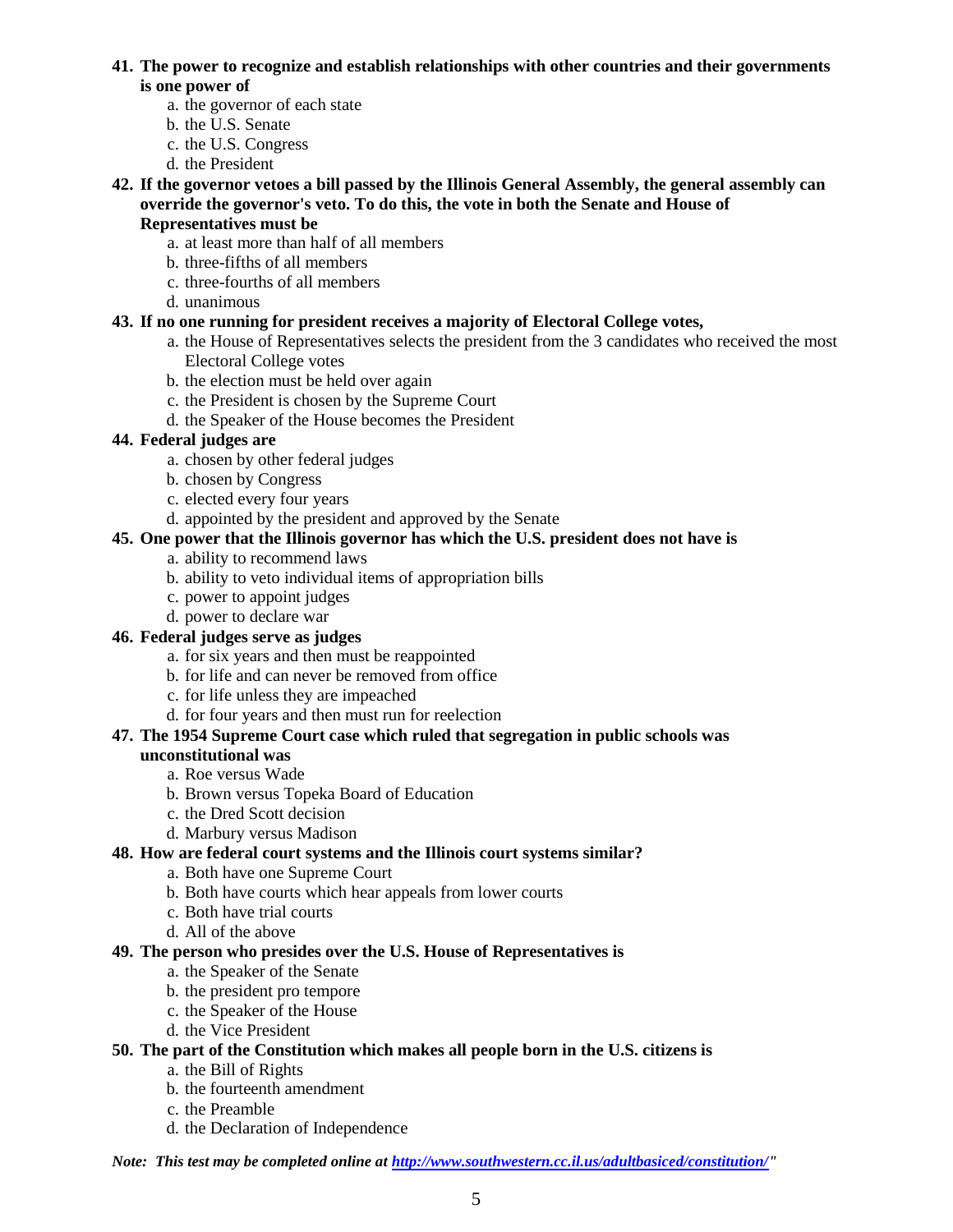**41. The power to recognize and establish relationships with other countries and their governments is one power of**

a. the governor of each state
b. the U.S. Senate
c. the U.S. Congress
d. the President

**42. If the governor vetoes a bill passed by the Illinois General Assembly, the general assembly can override the governor's veto. To do this, the vote in both the Senate and House of Representatives must be**

a. at least more than half of all members
b. three-fifths of all members
c. three-fourths of all members
d. unanimous

**43. If no one running for president receives a majority of Electoral College votes,**

a. the House of Representatives selects the president from the 3 candidates who received the most Electoral College votes
b. the election must be held over again
c. the President is chosen by the Supreme Court
d. the Speaker of the House becomes the President

**44. Federal judges are**

a. chosen by other federal judges
b. chosen by Congress
c. elected every four years
d. appointed by the president and approved by the Senate

**45. One power that the Illinois governor has which the U.S. president does not have is**

a. ability to recommend laws
b. ability to veto individual items of appropriation bills
c. power to appoint judges
d. power to declare war

**46. Federal judges serve as judges**

a. for six years and then must be reappointed
b. for life and can never be removed from office
c. for life unless they are impeached
d. for four years and then must run for reelection

**47. The 1954 Supreme Court case which ruled that segregation in public schools was unconstitutional was**

a. Roe versus Wade
b. Brown versus Topeka Board of Education
c. the Dred Scott decision
d. Marbury versus Madison

**48. How are federal court systems and the Illinois court systems similar?**

a. Both have one Supreme Court
b. Both have courts which hear appeals from lower courts
c. Both have trial courts
d. All of the above

**49. The person who presides over the U.S. House of Representatives is**

a. the Speaker of the Senate
b. the president pro tempore
c. the Speaker of the House
d. the Vice President

**50. The part of the Constitution which makes all people born in the U.S. citizens is**

a. the Bill of Rights
b. the fourteenth amendment
c. the Preamble
d. the Declaration of Independence

***Note: This test may be completed online at http://www.southwestern.cc.il.us/adultbasiced/constitution/"***